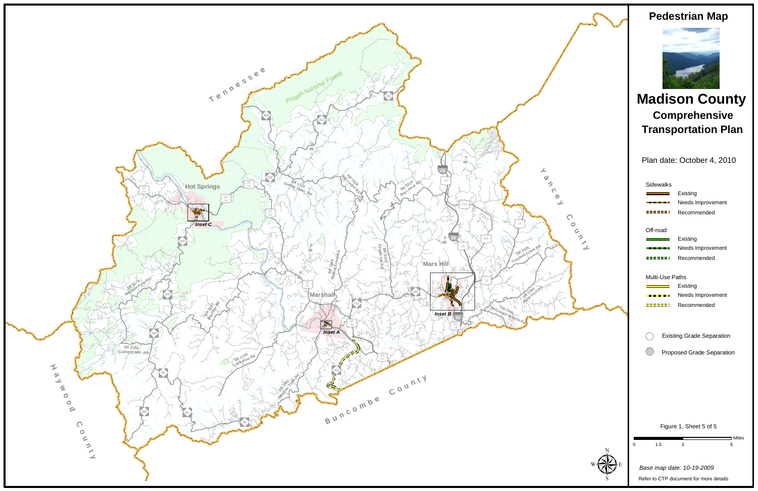# Pedestrian Map

# Madison County

## Comprehensive Transportation Plan

Plan date: October 4, 2010

**Sidewalks**
- Existing
- Needs Improvement
- Recommended

**Off-road**
- Existing
- Needs Improvement
- Recommended

**Multi-Use Paths**
- Existing
- Needs Improvement
- Recommended

- Existing Grade Separation
- Proposed Grade Separation

Figure 1, Sheet 5 of 5

Miles: 0, 1.5, 3, 6

*Base map date: 10-19-2009*

Refer to CTP document for more details

Tennessee

Yancey County

Buncombe County

Haywood County

Pisgah National Forest

Hot Springs

Marshall

Mars Hill

Inset A

Inset B

Inset C

SR 1319 Gunter Town Rd

SR 1318 Big Laurel Rd

SR 1318 Big Laurel Rd

SR 1395 Walnut Creek Rd

SR 1370 Grapevine Rd

SR 1526 Crooked Creek Rd

SR 1530 Paint Fork Rd

SR 1546 Holcombe Branch Rd

SR 1175 Meadow Fork Rd

SR 1151 Big Pine Rd

SR 1165 Caldwell Mtn. Rd

SR 1135 Little Pine Rd

SR 1001 Meadow Town Rd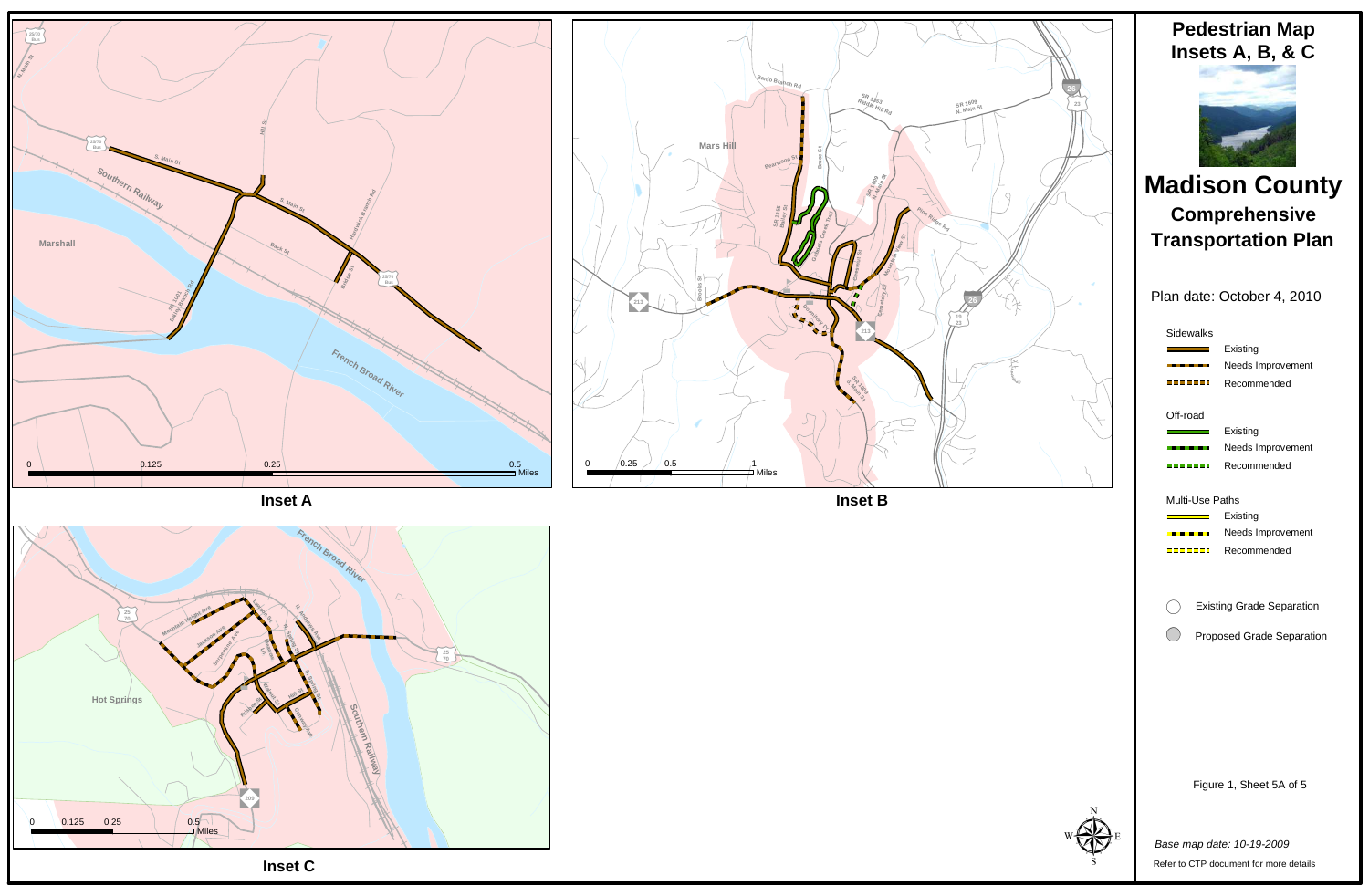# Pedestrian Map Insets A, B, & C

# Madison County

## Comprehensive Transportation Plan

Plan date: October 4, 2010

Sidewalks
- Existing
- Needs Improvement
- Recommended

Off-road
- Existing
- Needs Improvement
- Recommended

Multi-Use Paths
- Existing
- Needs Improvement
- Recommended

Existing Grade Separation

Proposed Grade Separation

Figure 1, Sheet 5A of 5

*Base map date: 10-19-2009*

Refer to CTP document for more details

Inset A

Marshall
Southern Railway
French Broad River
S. Main St
Hill St
Back St
Bridge St
Hardwick Branch Rd
SR 1001 Bailey Branch Rd
N. Main St
25/70 Bus
0 0.125 0.25 0.5 Miles

Inset B

Mars Hill
Banjo Branch Rd
SR 1353 Radish Hill Rd
SR 1609 N. Main St
Bearwood St
Brook St
SR 1235 Bailey St
Gabriels Creek Trail
SR 1609 N. Main St
Pine Ridge Rd
Mountain View St
Seminary St
Cemetery Dr
Brooks St
SR 1609 S. Main St
213
26
19 23
0 0.25 0.5 1 Miles

Inset C

Hot Springs
French Broad River
Southern Railway
Mountain Heights Ave
Jackson Ave
Serpentine Ave
Lawson St
Meadow Ln
N. Andrews Ave
S. Andrews Ave
Walnut St
Hill St
Church St
Bridge St
Spring St
25 70
209
0 0.125 0.25 0.5 Miles